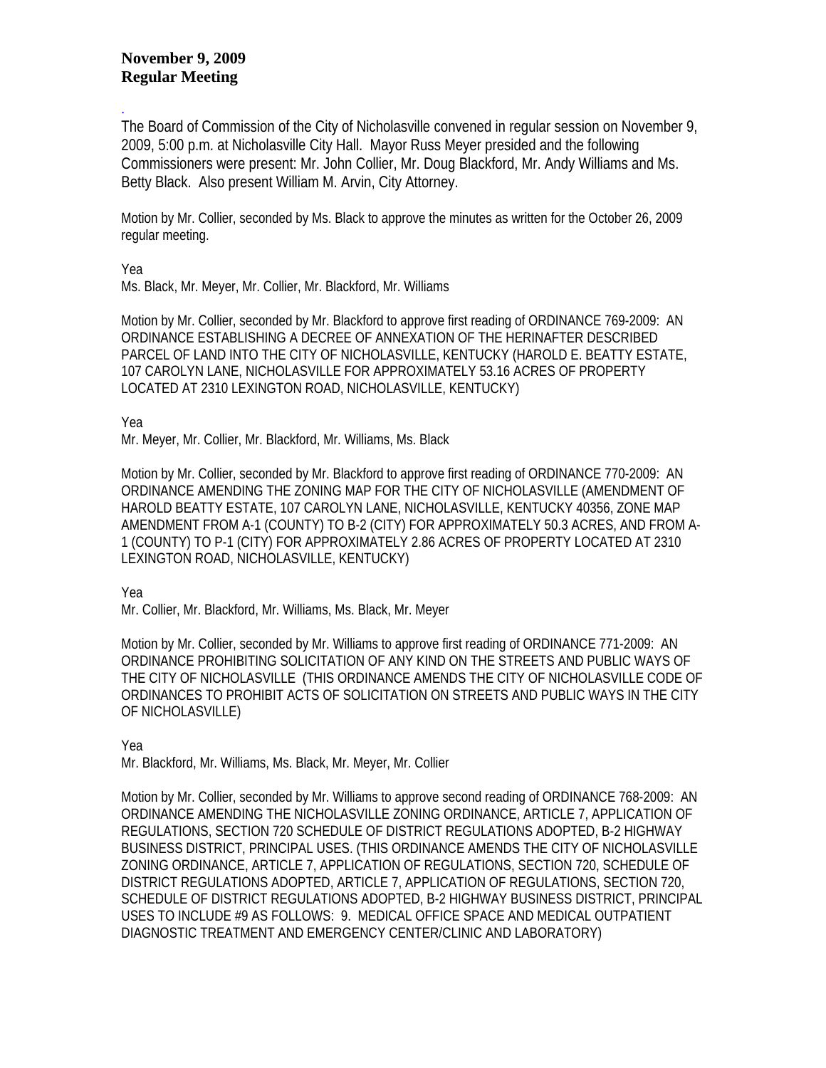**November 9, 2009**
**Regular Meeting**

.

The Board of Commission of the City of Nicholasville convened in regular session on November 9, 2009, 5:00 p.m. at Nicholasville City Hall. Mayor Russ Meyer presided and the following Commissioners were present: Mr. John Collier, Mr. Doug Blackford, Mr. Andy Williams and Ms. Betty Black. Also present William M. Arvin, City Attorney.

Motion by Mr. Collier, seconded by Ms. Black to approve the minutes as written for the October 26, 2009 regular meeting.

Yea
Ms. Black, Mr. Meyer, Mr. Collier, Mr. Blackford, Mr. Williams

Motion by Mr. Collier, seconded by Mr. Blackford to approve first reading of ORDINANCE 769-2009: AN ORDINANCE ESTABLISHING A DECREE OF ANNEXATION OF THE HERINAFTER DESCRIBED PARCEL OF LAND INTO THE CITY OF NICHOLASVILLE, KENTUCKY (HAROLD E. BEATTY ESTATE, 107 CAROLYN LANE, NICHOLASVILLE FOR APPROXIMATELY 53.16 ACRES OF PROPERTY LOCATED AT 2310 LEXINGTON ROAD, NICHOLASVILLE, KENTUCKY)

Yea
Mr. Meyer, Mr. Collier, Mr. Blackford, Mr. Williams, Ms. Black

Motion by Mr. Collier, seconded by Mr. Blackford to approve first reading of ORDINANCE 770-2009: AN ORDINANCE AMENDING THE ZONING MAP FOR THE CITY OF NICHOLASVILLE (AMENDMENT OF HAROLD BEATTY ESTATE, 107 CAROLYN LANE, NICHOLASVILLE, KENTUCKY 40356, ZONE MAP AMENDMENT FROM A-1 (COUNTY) TO B-2 (CITY) FOR APPROXIMATELY 50.3 ACRES, AND FROM A-1 (COUNTY) TO P-1 (CITY) FOR APPROXIMATELY 2.86 ACRES OF PROPERTY LOCATED AT 2310 LEXINGTON ROAD, NICHOLASVILLE, KENTUCKY)

Yea
Mr. Collier, Mr. Blackford, Mr. Williams, Ms. Black, Mr. Meyer

Motion by Mr. Collier, seconded by Mr. Williams to approve first reading of ORDINANCE 771-2009: AN ORDINANCE PROHIBITING SOLICITATION OF ANY KIND ON THE STREETS AND PUBLIC WAYS OF THE CITY OF NICHOLASVILLE (THIS ORDINANCE AMENDS THE CITY OF NICHOLASVILLE CODE OF ORDINANCES TO PROHIBIT ACTS OF SOLICITATION ON STREETS AND PUBLIC WAYS IN THE CITY OF NICHOLASVILLE)

Yea
Mr. Blackford, Mr. Williams, Ms. Black, Mr. Meyer, Mr. Collier

Motion by Mr. Collier, seconded by Mr. Williams to approve second reading of ORDINANCE 768-2009: AN ORDINANCE AMENDING THE NICHOLASVILLE ZONING ORDINANCE, ARTICLE 7, APPLICATION OF REGULATIONS, SECTION 720 SCHEDULE OF DISTRICT REGULATIONS ADOPTED, B-2 HIGHWAY BUSINESS DISTRICT, PRINCIPAL USES. (THIS ORDINANCE AMENDS THE CITY OF NICHOLASVILLE ZONING ORDINANCE, ARTICLE 7, APPLICATION OF REGULATIONS, SECTION 720, SCHEDULE OF DISTRICT REGULATIONS ADOPTED, ARTICLE 7, APPLICATION OF REGULATIONS, SECTION 720, SCHEDULE OF DISTRICT REGULATIONS ADOPTED, B-2 HIGHWAY BUSINESS DISTRICT, PRINCIPAL USES TO INCLUDE #9 AS FOLLOWS: 9. MEDICAL OFFICE SPACE AND MEDICAL OUTPATIENT DIAGNOSTIC TREATMENT AND EMERGENCY CENTER/CLINIC AND LABORATORY)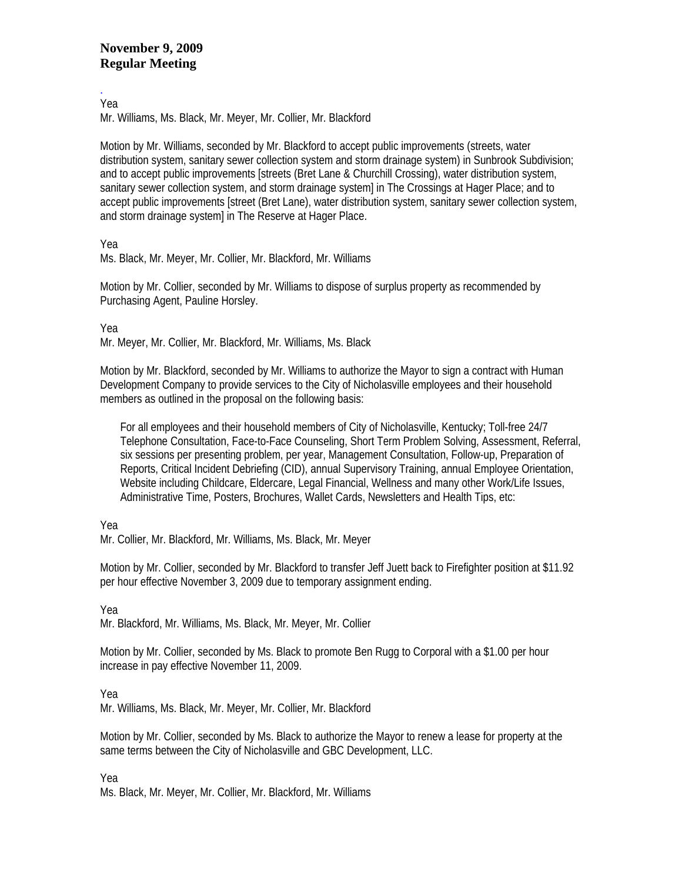**November 9, 2009**
**Regular Meeting**

.
Yea
Mr. Williams, Ms. Black, Mr. Meyer, Mr. Collier, Mr. Blackford

Motion by Mr. Williams, seconded by Mr. Blackford to accept public improvements (streets, water distribution system, sanitary sewer collection system and storm drainage system) in Sunbrook Subdivision; and to accept public improvements [streets (Bret Lane & Churchill Crossing), water distribution system, sanitary sewer collection system, and storm drainage system] in The Crossings at Hager Place; and to accept public improvements [street (Bret Lane), water distribution system, sanitary sewer collection system, and storm drainage system] in The Reserve at Hager Place.

Yea
Ms. Black, Mr. Meyer, Mr. Collier, Mr. Blackford, Mr. Williams

Motion by Mr. Collier, seconded by Mr. Williams to dispose of surplus property as recommended by Purchasing Agent, Pauline Horsley.

Yea
Mr. Meyer, Mr. Collier, Mr. Blackford, Mr. Williams, Ms. Black

Motion by Mr. Blackford, seconded by Mr. Williams to authorize the Mayor to sign a contract with Human Development Company to provide services to the City of Nicholasville employees and their household members as outlined in the proposal on the following basis:

> For all employees and their household members of City of Nicholasville, Kentucky; Toll-free 24/7 Telephone Consultation, Face-to-Face Counseling, Short Term Problem Solving, Assessment, Referral, six sessions per presenting problem, per year, Management Consultation, Follow-up, Preparation of Reports, Critical Incident Debriefing (CID), annual Supervisory Training, annual Employee Orientation, Website including Childcare, Eldercare, Legal Financial, Wellness and many other Work/Life Issues, Administrative Time, Posters, Brochures, Wallet Cards, Newsletters and Health Tips, etc:

Yea
Mr. Collier, Mr. Blackford, Mr. Williams, Ms. Black, Mr. Meyer

Motion by Mr. Collier, seconded by Mr. Blackford to transfer Jeff Juett back to Firefighter position at $11.92 per hour effective November 3, 2009 due to temporary assignment ending.

Yea
Mr. Blackford, Mr. Williams, Ms. Black, Mr. Meyer, Mr. Collier

Motion by Mr. Collier, seconded by Ms. Black to promote Ben Rugg to Corporal with a $1.00 per hour increase in pay effective November 11, 2009.

Yea
Mr. Williams, Ms. Black, Mr. Meyer, Mr. Collier, Mr. Blackford

Motion by Mr. Collier, seconded by Ms. Black to authorize the Mayor to renew a lease for property at the same terms between the City of Nicholasville and GBC Development, LLC.

Yea
Ms. Black, Mr. Meyer, Mr. Collier, Mr. Blackford, Mr. Williams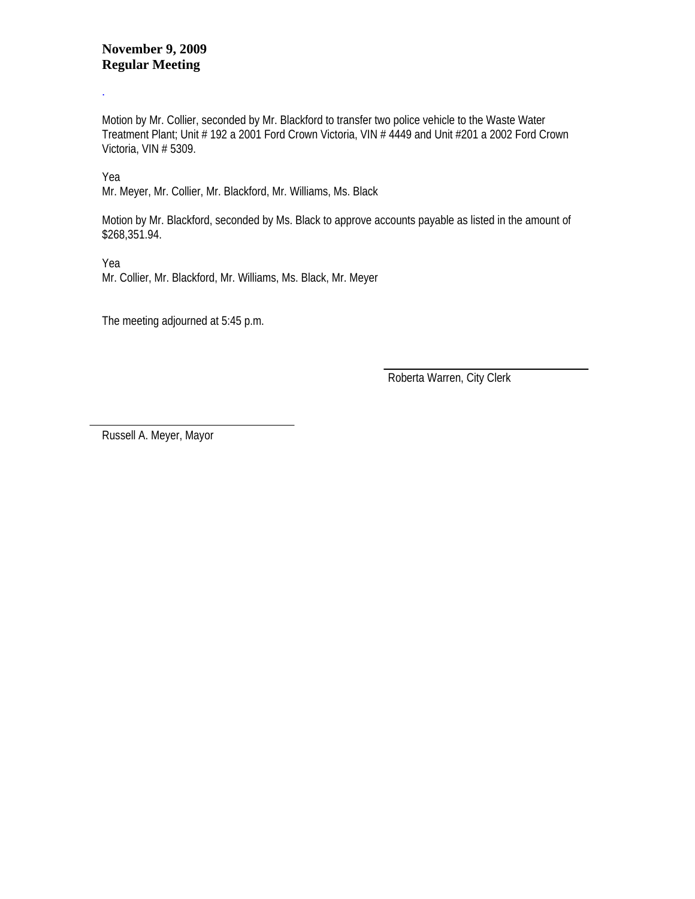**November 9, 2009**
**Regular Meeting**

.

Motion by Mr. Collier, seconded by Mr. Blackford to transfer two police vehicle to the Waste Water Treatment Plant; Unit # 192 a 2001 Ford Crown Victoria, VIN # 4449 and Unit #201 a 2002 Ford Crown Victoria, VIN # 5309.

Yea
Mr. Meyer, Mr. Collier, Mr. Blackford, Mr. Williams, Ms. Black

Motion by Mr. Blackford, seconded by Ms. Black to approve accounts payable as listed in the amount of $268,351.94.

Yea
Mr. Collier, Mr. Blackford, Mr. Williams, Ms. Black, Mr. Meyer

The meeting adjourned at 5:45 p.m.

Roberta Warren, City Clerk

Russell A. Meyer, Mayor